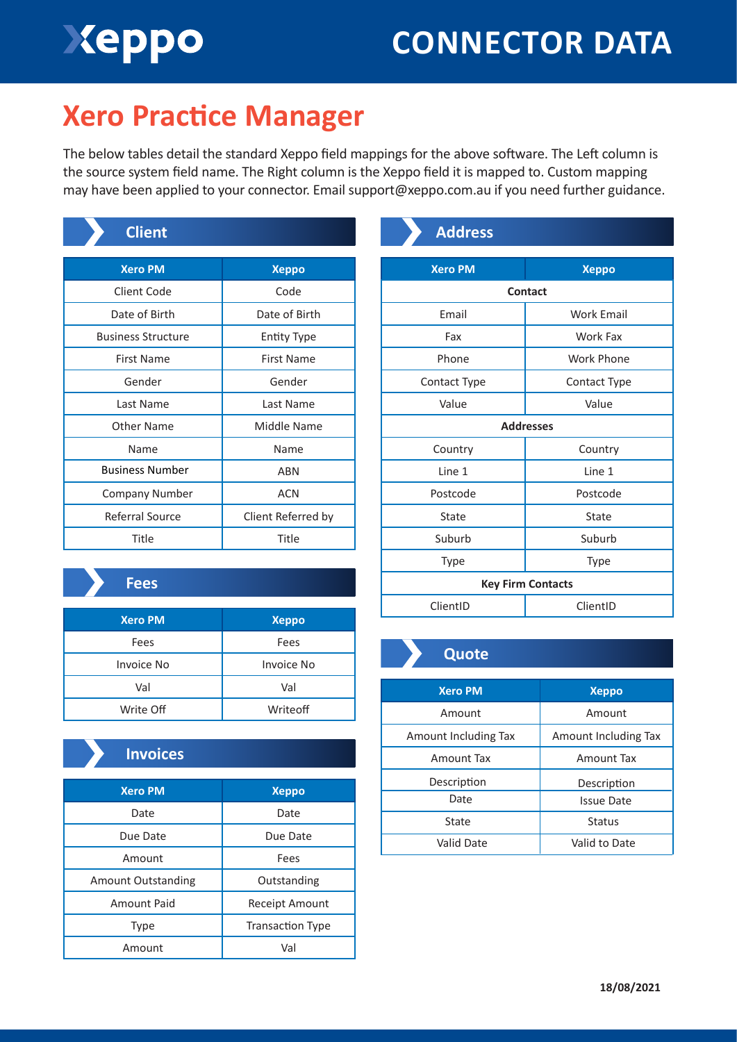Xeppo

# CONNECTOR DATA

## Xero Practice Manager

The below tables detail the standard Xeppo field mappings for the above software. The Left column is the source system field name. The Right column is the Xeppo field it is mapped to. Custom mapping may have been applied to your connector. Email support@xeppo.com.au if you need further guidance.

### Client

| Xero PM | Xeppo |
|---|---|
| Client Code | Code |
| Date of Birth | Date of Birth |
| Business Structure | Entity Type |
| First Name | First Name |
| Gender | Gender |
| Last Name | Last Name |
| Other Name | Middle Name |
| Name | Name |
| Business Number | ABN |
| Company Number | ACN |
| Referral Source | Client Referred by |
| Title | Title |

### Fees

| Xero PM | Xeppo |
|---|---|
| Fees | Fees |
| Invoice No | Invoice No |
| Val | Val |
| Write Off | Writeoff |

### Invoices

| Xero PM | Xeppo |
|---|---|
| Date | Date |
| Due Date | Due Date |
| Amount | Fees |
| Amount Outstanding | Outstanding |
| Amount Paid | Receipt Amount |
| Type | Transaction Type |
| Amount | Val |

### Address

| Xero PM | Xeppo |
|---|---|
| **Contact** | |
| Email | Work Email |
| Fax | Work Fax |
| Phone | Work Phone |
| Contact Type | Contact Type |
| Value | Value |
| **Addresses** | |
| Country | Country |
| Line 1 | Line 1 |
| Postcode | Postcode |
| State | State |
| Suburb | Suburb |
| Type | Type |
| **Key Firm Contacts** | |
| ClientID | ClientID |

### Quote

| Xero PM | Xeppo |
|---|---|
| Amount | Amount |
| Amount Including Tax | Amount Including Tax |
| Amount Tax | Amount Tax |
| Description | Description |
| Date | Issue Date |
| State | Status |
| Valid Date | Valid to Date |

18/08/2021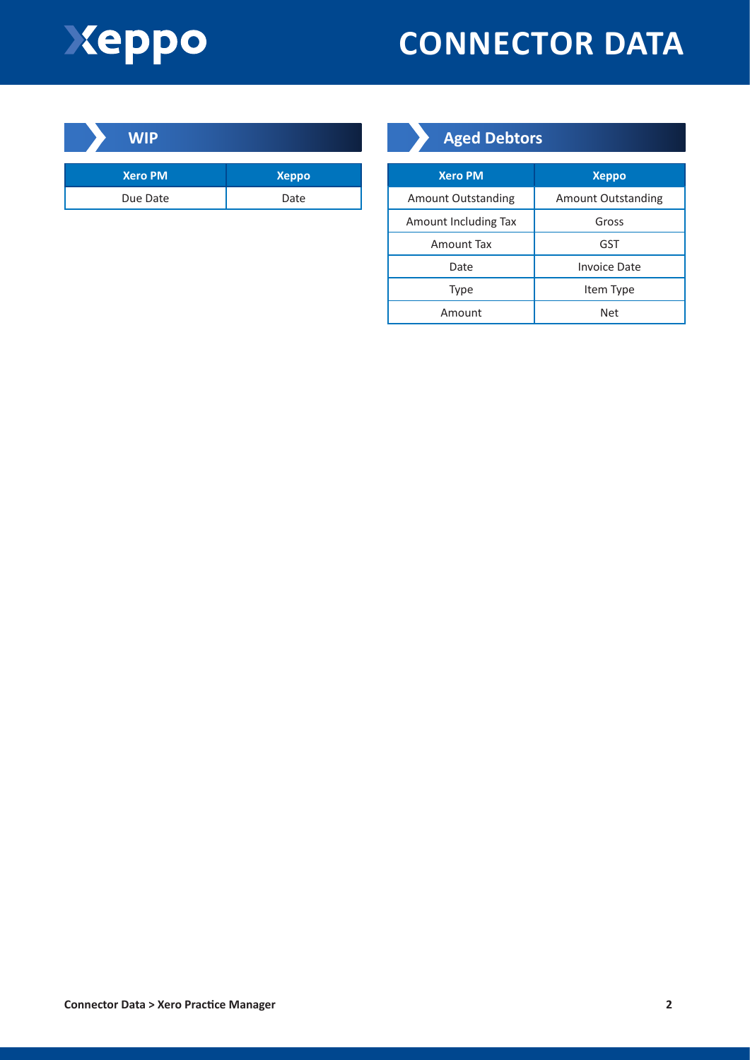# CONNECTOR DATA

## WIP

| Xero PM | Xeppo |
|---|---|
| Due Date | Date |

## Aged Debtors

| Xero PM | Xeppo |
|---|---|
| Amount Outstanding | Amount Outstanding |
| Amount Including Tax | Gross |
| Amount Tax | GST |
| Date | Invoice Date |
| Type | Item Type |
| Amount | Net |